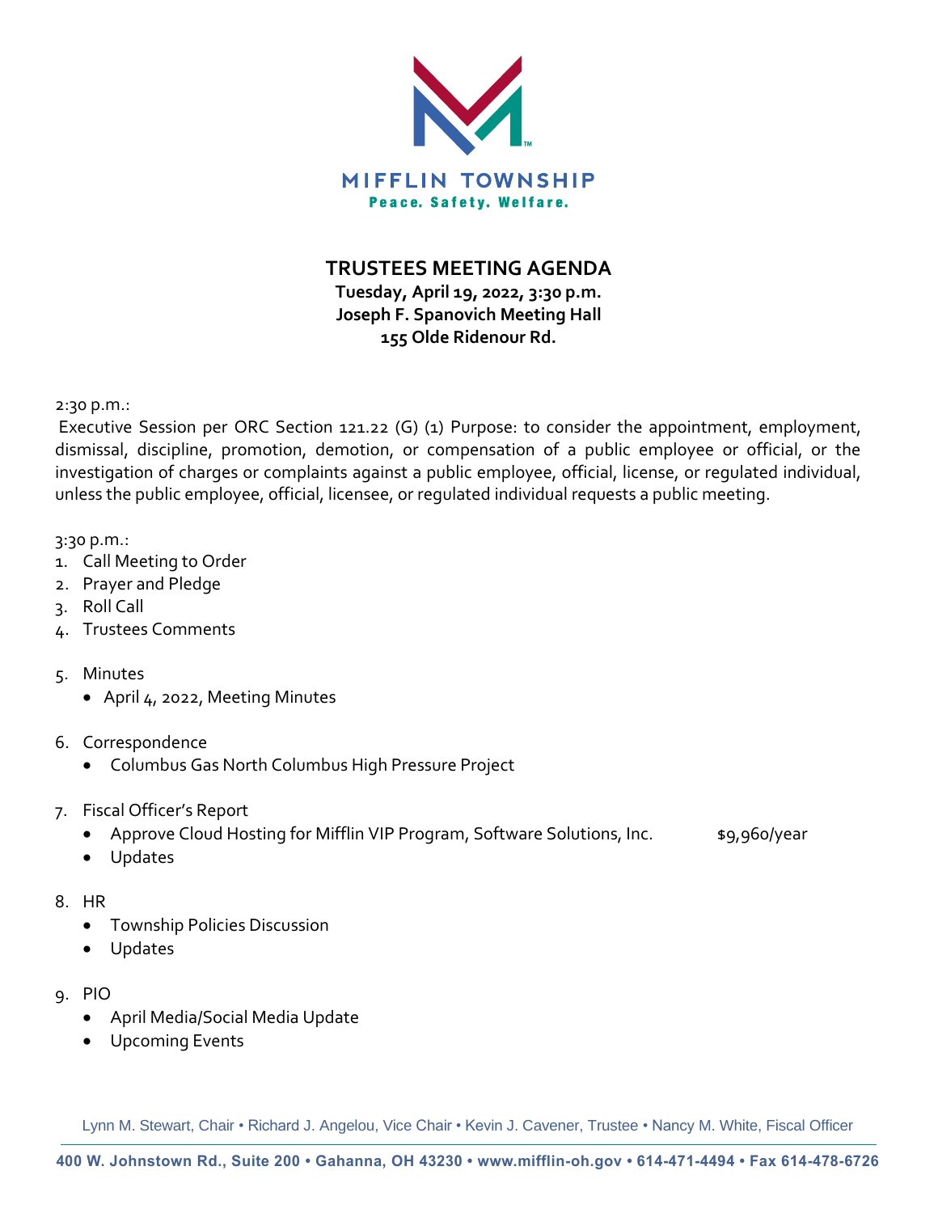MIFFLIN TOWNSHIP

Peace. Safety. Welfare.

# TRUSTEES MEETING AGENDA

**Tuesday, April 19, 2022, 3:30 p.m.**
**Joseph F. Spanovich Meeting Hall**
**155 Olde Ridenour Rd.**

2:30 p.m.:

Executive Session per ORC Section 121.22 (G) (1) Purpose: to consider the appointment, employment, dismissal, discipline, promotion, demotion, or compensation of a public employee or official, or the investigation of charges or complaints against a public employee, official, license, or regulated individual, unless the public employee, official, licensee, or regulated individual requests a public meeting.

3:30 p.m.:

1. Call Meeting to Order
2. Prayer and Pledge
3. Roll Call
4. Trustees Comments
5. Minutes
   - April 4, 2022, Meeting Minutes
6. Correspondence
   - Columbus Gas North Columbus High Pressure Project
7. Fiscal Officer's Report
   - Approve Cloud Hosting for Mifflin VIP Program, Software Solutions, Inc. $9,960/year
   - Updates
8. HR
   - Township Policies Discussion
   - Updates
9. PIO
   - April Media/Social Media Update
   - Upcoming Events

Lynn M. Stewart, Chair • Richard J. Angelou, Vice Chair • Kevin J. Cavener, Trustee • Nancy M. White, Fiscal Officer

400 W. Johnstown Rd., Suite 200 • Gahanna, OH 43230 • www.mifflin-oh.gov • 614-471-4494 • Fax 614-478-6726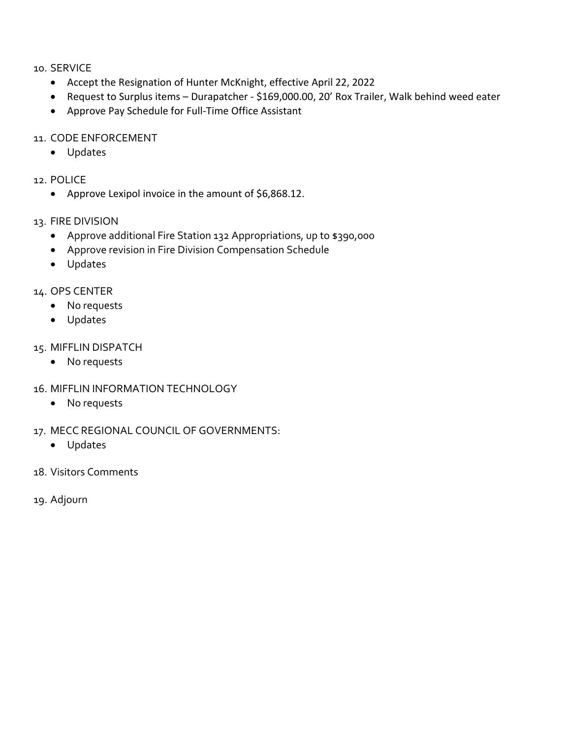10. SERVICE
    - Accept the Resignation of Hunter McKnight, effective April 22, 2022
    - Request to Surplus items – Durapatcher - $169,000.00, 20' Rox Trailer, Walk behind weed eater
    - Approve Pay Schedule for Full-Time Office Assistant

11. CODE ENFORCEMENT
    - Updates

12. POLICE
    - Approve Lexipol invoice in the amount of $6,868.12.

13. FIRE DIVISION
    - Approve additional Fire Station 132 Appropriations, up to $390,000
    - Approve revision in Fire Division Compensation Schedule
    - Updates

14. OPS CENTER
    - No requests
    - Updates

15. MIFFLIN DISPATCH
    - No requests

16. MIFFLIN INFORMATION TECHNOLOGY
    - No requests

17. MECC REGIONAL COUNCIL OF GOVERNMENTS:
    - Updates

18. Visitors Comments

19. Adjourn